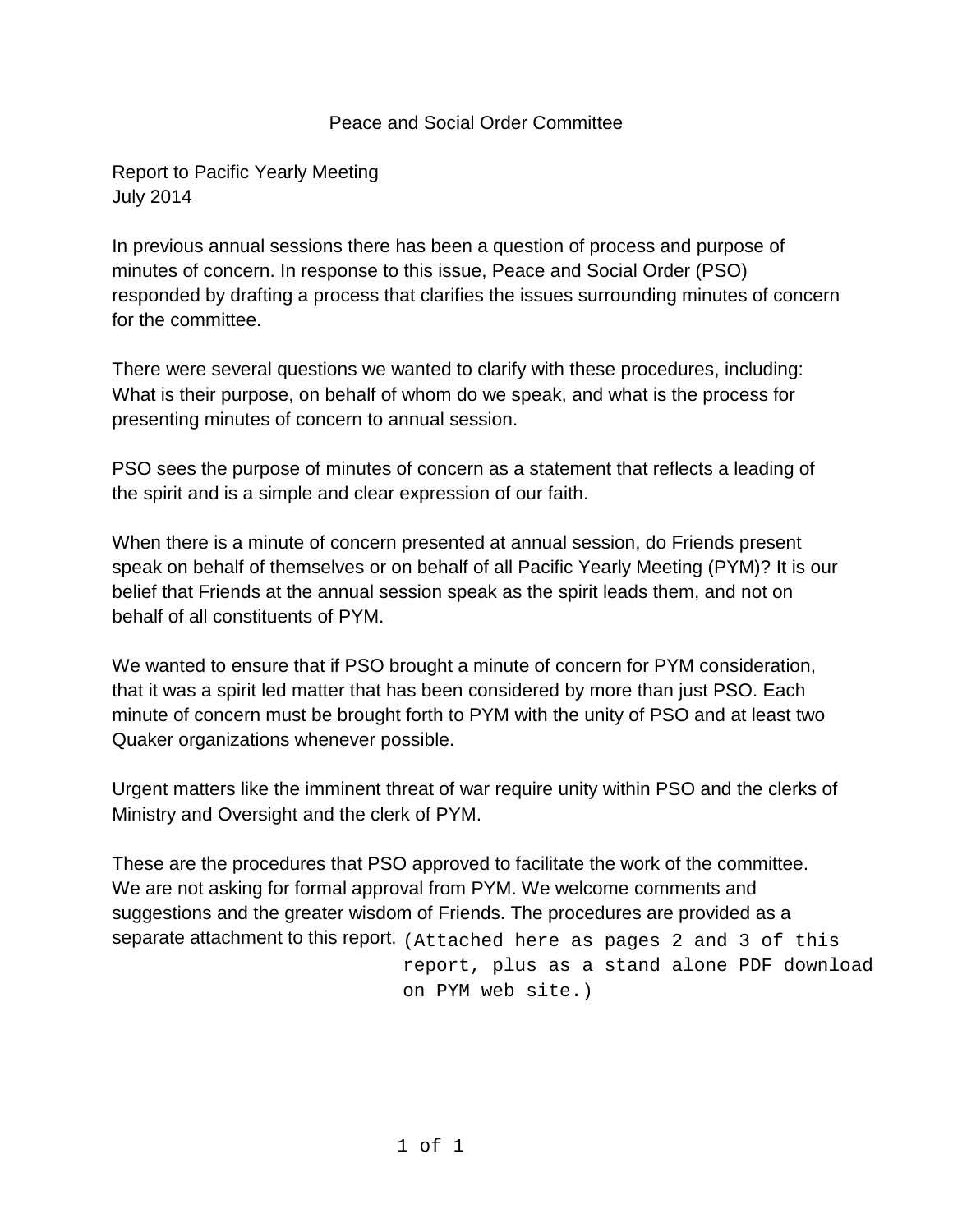# Peace and Social Order Committee

Report to Pacific Yearly Meeting
July 2014

In previous annual sessions there has been a question of process and purpose of minutes of concern. In response to this issue, Peace and Social Order (PSO) responded by drafting a process that clarifies the issues surrounding minutes of concern for the committee.

There were several questions we wanted to clarify with these procedures, including: What is their purpose, on behalf of whom do we speak, and what is the process for presenting minutes of concern to annual session.

PSO sees the purpose of minutes of concern as a statement that reflects a leading of the spirit and is a simple and clear expression of our faith.

When there is a minute of concern presented at annual session, do Friends present speak on behalf of themselves or on behalf of all Pacific Yearly Meeting (PYM)? It is our belief that Friends at the annual session speak as the spirit leads them, and not on behalf of all constituents of PYM.

We wanted to ensure that if PSO brought a minute of concern for PYM consideration, that it was a spirit led matter that has been considered by more than just PSO. Each minute of concern must be brought forth to PYM with the unity of PSO and at least two Quaker organizations whenever possible.

Urgent matters like the imminent threat of war require unity within PSO and the clerks of Ministry and Oversight and the clerk of PYM.

These are the procedures that PSO approved to facilitate the work of the committee. We are not asking for formal approval from PYM. We welcome comments and suggestions and the greater wisdom of Friends. The procedures are provided as a separate attachment to this report. (Attached here as pages 2 and 3 of this report, plus as a stand alone PDF download on PYM web site.)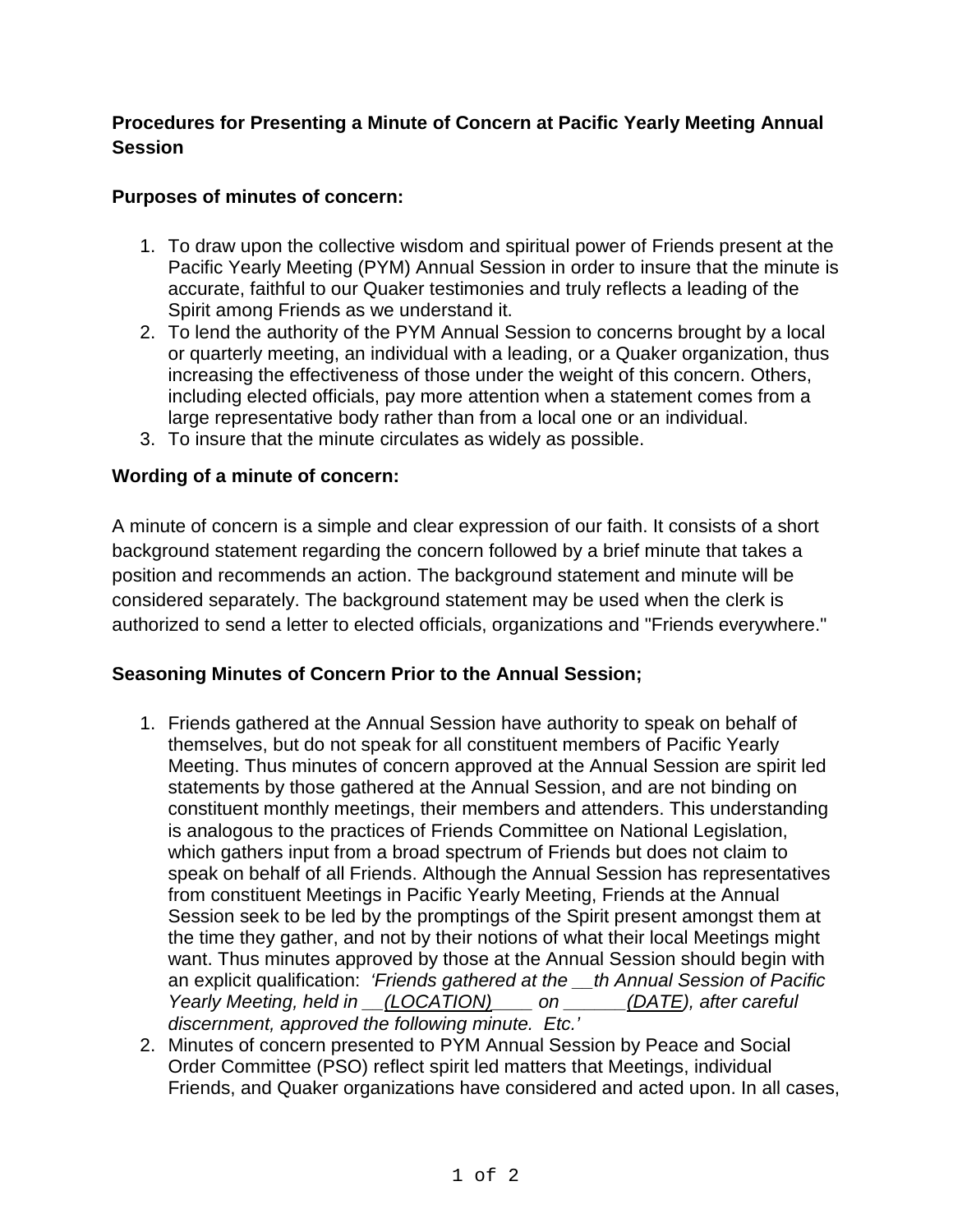**Procedures for Presenting a Minute of Concern at Pacific Yearly Meeting Annual Session**

**Purposes of minutes of concern:**

1. To draw upon the collective wisdom and spiritual power of Friends present at the Pacific Yearly Meeting (PYM) Annual Session in order to insure that the minute is accurate, faithful to our Quaker testimonies and truly reflects a leading of the Spirit among Friends as we understand it.
2. To lend the authority of the PYM Annual Session to concerns brought by a local or quarterly meeting, an individual with a leading, or a Quaker organization, thus increasing the effectiveness of those under the weight of this concern. Others, including elected officials, pay more attention when a statement comes from a large representative body rather than from a local one or an individual.
3. To insure that the minute circulates as widely as possible.

**Wording of a minute of concern:**

A minute of concern is a simple and clear expression of our faith. It consists of a short background statement regarding the concern followed by a brief minute that takes a position and recommends an action. The background statement and minute will be considered separately. The background statement may be used when the clerk is authorized to send a letter to elected officials, organizations and "Friends everywhere."

**Seasoning Minutes of Concern Prior to the Annual Session;**

1. Friends gathered at the Annual Session have authority to speak on behalf of themselves, but do not speak for all constituent members of Pacific Yearly Meeting. Thus minutes of concern approved at the Annual Session are spirit led statements by those gathered at the Annual Session, and are not binding on constituent monthly meetings, their members and attenders. This understanding is analogous to the practices of Friends Committee on National Legislation, which gathers input from a broad spectrum of Friends but does not claim to speak on behalf of all Friends. Although the Annual Session has representatives from constituent Meetings in Pacific Yearly Meeting, Friends at the Annual Session seek to be led by the promptings of the Spirit present amongst them at the time they gather, and not by their notions of what their local Meetings might want. Thus minutes approved by those at the Annual Session should begin with an explicit qualification: *'Friends gathered at the __th Annual Session of Pacific Yearly Meeting, held in __(LOCATION)____ on ______(DATE), after careful discernment, approved the following minute. Etc.'*
2. Minutes of concern presented to PYM Annual Session by Peace and Social Order Committee (PSO) reflect spirit led matters that Meetings, individual Friends, and Quaker organizations have considered and acted upon. In all cases,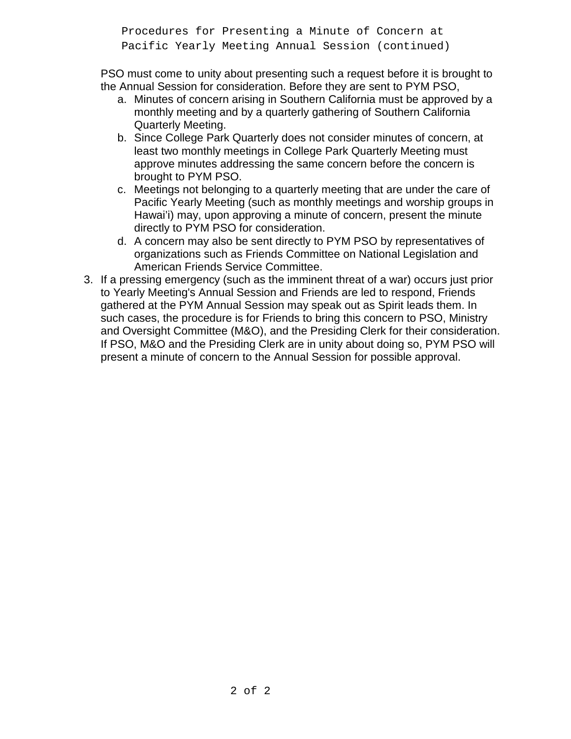PSO must come to unity about presenting such a request before it is brought to the Annual Session for consideration. Before they are sent to PYM PSO,

   a. Minutes of concern arising in Southern California must be approved by a monthly meeting and by a quarterly gathering of Southern California Quarterly Meeting.
   b. Since College Park Quarterly does not consider minutes of concern, at least two monthly meetings in College Park Quarterly Meeting must approve minutes addressing the same concern before the concern is brought to PYM PSO.
   c. Meetings not belonging to a quarterly meeting that are under the care of Pacific Yearly Meeting (such as monthly meetings and worship groups in Hawai'i) may, upon approving a minute of concern, present the minute directly to PYM PSO for consideration.
   d. A concern may also be sent directly to PYM PSO by representatives of organizations such as Friends Committee on National Legislation and American Friends Service Committee.

3. If a pressing emergency (such as the imminent threat of a war) occurs just prior to Yearly Meeting's Annual Session and Friends are led to respond, Friends gathered at the PYM Annual Session may speak out as Spirit leads them. In such cases, the procedure is for Friends to bring this concern to PSO, Ministry and Oversight Committee (M&O), and the Presiding Clerk for their consideration. If PSO, M&O and the Presiding Clerk are in unity about doing so, PYM PSO will present a minute of concern to the Annual Session for possible approval.